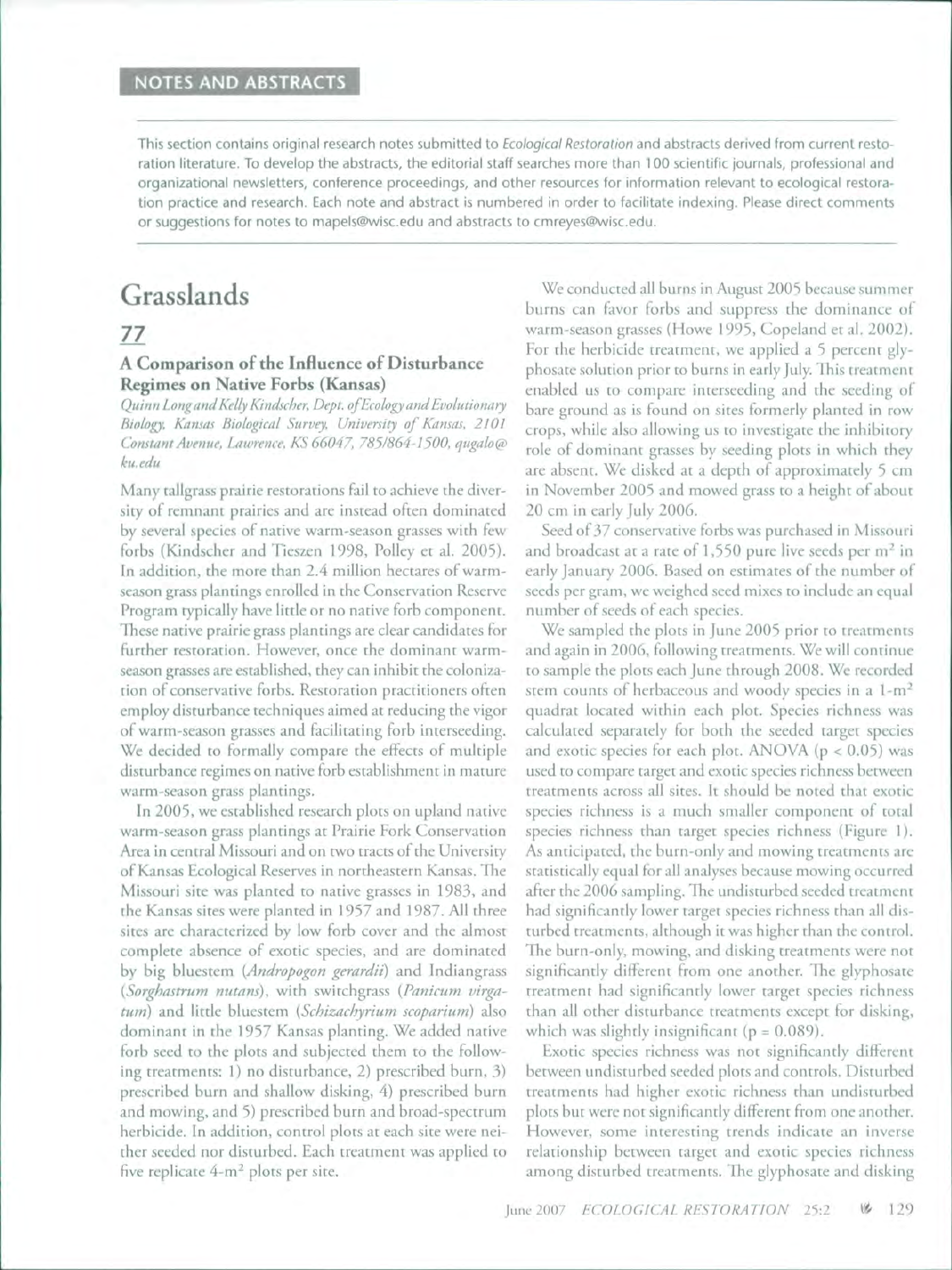## NOTES AND ABSTRACTS

This section contains original research notes submitted to *Ecological Restoration* and abstracts derived from current restoration literature. To develop the abstracts, the editorial staff searches more than 100 scientific journals, professional and organizational newsletters, conference proceedings, and other resources for information relevant to ecological restoration practice and research. Each note and abstract is numbered in order to facilitate indexing. Please direct comments or suggestions for notes to mapels@wisc.edu and abstracts to cmreyes@wisc.edu.

# Grasslands

## 77

### A Comparison of the Influence of Disturbance Regimes on Native Forbs (Kansas)

*Quinn Long and Kelly Kindscher, Dept. of Ecology and Evolutionary Biology, Kansas Biological Survey, University of Kansas, 2101 Constant Avenue, Lawrence, KS 66047, 785/864-1500, qugalo@ku.edu*

Many tallgrass prairie restorations fail to achieve the diversity of remnant prairies and are instead often dominated by several species of native warm-season grasses with few forbs (Kindscher and Tieszen 1998, Polley et al. 2005). In addition, the more than 2.4 million hectares of warm-season grass plantings enrolled in the Conservation Reserve Program typically have little or no native forb component. These native prairie grass plantings are clear candidates for further restoration. However, once the dominant warm-season grasses are established, they can inhibit the colonization of conservative forbs. Restoration practitioners often employ disturbance techniques aimed at reducing the vigor of warm-season grasses and facilitating forb interseeding. We decided to formally compare the effects of multiple disturbance regimes on native forb establishment in mature warm-season grass plantings.

In 2005, we established research plots on upland native warm-season grass plantings at Prairie Fork Conservation Area in central Missouri and on two tracts of the University of Kansas Ecological Reserves in northeastern Kansas. The Missouri site was planted to native grasses in 1983, and the Kansas sites were planted in 1957 and 1987. All three sites are characterized by low forb cover and the almost complete absence of exotic species, and are dominated by big bluestem (*Andropogon gerardii*) and Indiangrass (*Sorghastrum nutans*), with switchgrass (*Panicum virgatum*) and little bluestem (*Schizachyrium scoparium*) also dominant in the 1957 Kansas planting. We added native forb seed to the plots and subjected them to the following treatments: 1) no disturbance, 2) prescribed burn, 3) prescribed burn and shallow disking, 4) prescribed burn and mowing, and 5) prescribed burn and broad-spectrum herbicide. In addition, control plots at each site were neither seeded nor disturbed. Each treatment was applied to five replicate 4-m$^2$ plots per site.

We conducted all burns in August 2005 because summer burns can favor forbs and suppress the dominance of warm-season grasses (Howe 1995, Copeland et al. 2002). For the herbicide treatment, we applied a 5 percent glyphosate solution prior to burns in early July. This treatment enabled us to compare interseeding and the seeding of bare ground as is found on sites formerly planted in row crops, while also allowing us to investigate the inhibitory role of dominant grasses by seeding plots in which they are absent. We disked at a depth of approximately 5 cm in November 2005 and mowed grass to a height of about 20 cm in early July 2006.

Seed of 37 conservative forbs was purchased in Missouri and broadcast at a rate of 1,550 pure live seeds per m$^2$ in early January 2006. Based on estimates of the number of seeds per gram, we weighed seed mixes to include an equal number of seeds of each species.

We sampled the plots in June 2005 prior to treatments and again in 2006, following treatments. We will continue to sample the plots each June through 2008. We recorded stem counts of herbaceous and woody species in a 1-m$^2$ quadrat located within each plot. Species richness was calculated separately for both the seeded target species and exotic species for each plot. ANOVA ($p < 0.05$) was used to compare target and exotic species richness between treatments across all sites. It should be noted that exotic species richness is a much smaller component of total species richness than target species richness (Figure 1). As anticipated, the burn-only and mowing treatments are statistically equal for all analyses because mowing occurred after the 2006 sampling. The undisturbed seeded treatment had significantly lower target species richness than all disturbed treatments, although it was higher than the control. The burn-only, mowing, and disking treatments were not significantly different from one another. The glyphosate treatment had significantly lower target species richness than all other disturbance treatments except for disking, which was slightly insignificant ($p = 0.089$).

Exotic species richness was not significantly different between undisturbed seeded plots and controls. Disturbed treatments had higher exotic richness than undisturbed plots but were not significantly different from one another. However, some interesting trends indicate an inverse relationship between target and exotic species richness among disturbed treatments. The glyphosate and disking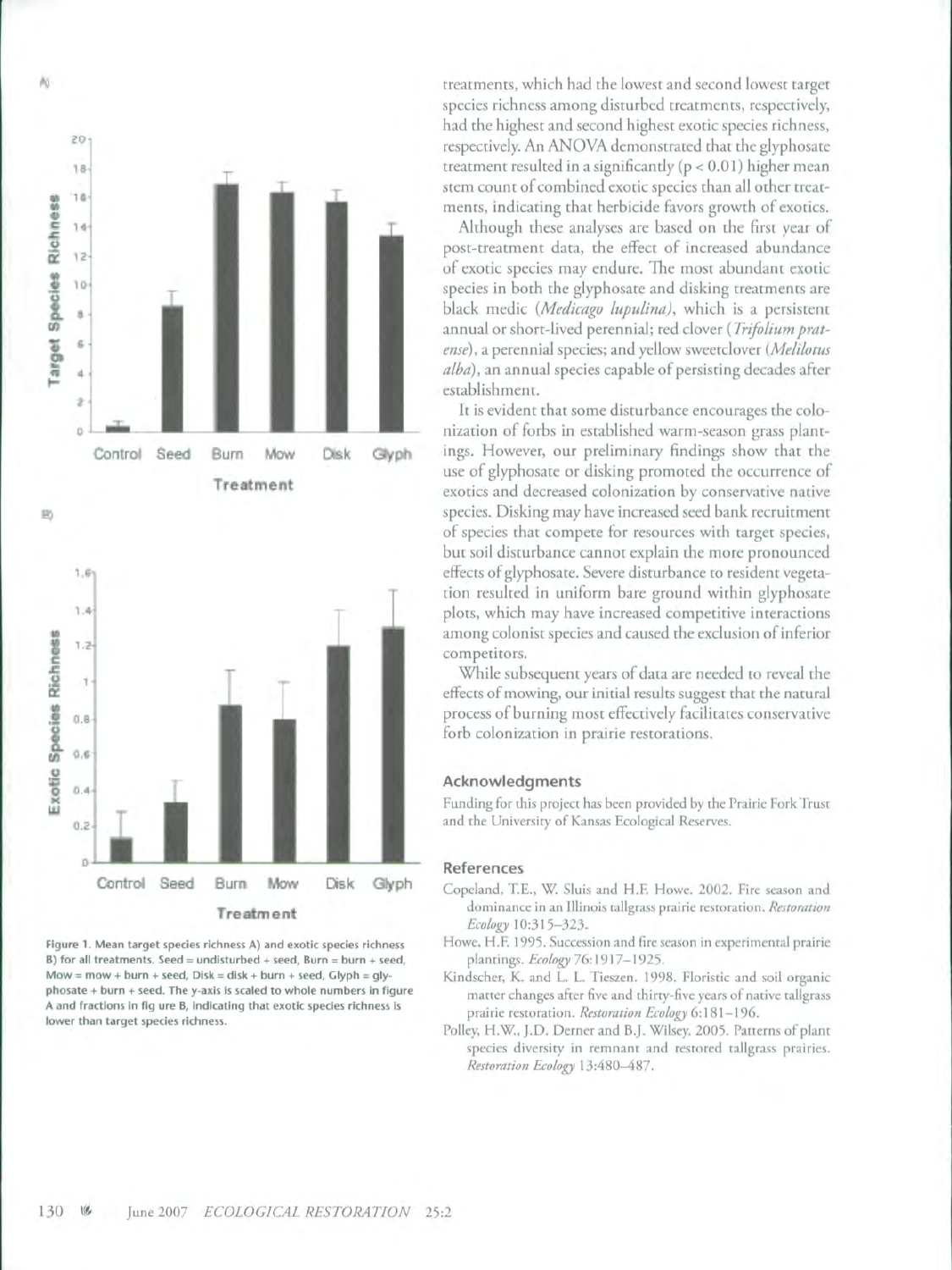A)

20
18
16
14
12
10
8
6
4
2
0

Target Species Richness

Control Seed Burn Mow Disk Glyph

Treatment

B)

1.6
1.4
1.2
1
0.8
0.6
0.4
0.2
0

Exotic Species Richness

Control Seed Burn Mow Disk Glyph

Treatment

Figure 1. Mean target species richness A) and exotic species richness B) for all treatments. Seed = undisturbed + seed, Burn = burn + seed, Mow = mow + burn + seed, Disk = disk + burn + seed, Glyph = glyphosate + burn + seed. The y-axis is scaled to whole numbers in figure A and fractions in figure B, indicating that exotic species richness is lower than target species richness.

treatments, which had the lowest and second lowest target species richness among disturbed treatments, respectively, had the highest and second highest exotic species richness, respectively. An ANOVA demonstrated that the glyphosate treatment resulted in a significantly ($p < 0.01$) higher mean stem count of combined exotic species than all other treatments, indicating that herbicide favors growth of exotics.

Although these analyses are based on the first year of post-treatment data, the effect of increased abundance of exotic species may endure. The most abundant exotic species in both the glyphosate and disking treatments are black medic (*Medicago lupulina*), which is a persistent annual or short-lived perennial; red clover (*Trifolium pratense*), a perennial species; and yellow sweetclover (*Melilotus alba*), an annual species capable of persisting decades after establishment.

It is evident that some disturbance encourages the colonization of forbs in established warm-season grass plantings. However, our preliminary findings show that the use of glyphosate or disking promoted the occurrence of exotics and decreased colonization by conservative native species. Disking may have increased seed bank recruitment of species that compete for resources with target species, but soil disturbance cannot explain the more pronounced effects of glyphosate. Severe disturbance to resident vegetation resulted in uniform bare ground within glyphosate plots, which may have increased competitive interactions among colonist species and caused the exclusion of inferior competitors.

While subsequent years of data are needed to reveal the effects of mowing, our initial results suggest that the natural process of burning most effectively facilitates conservative forb colonization in prairie restorations.

## Acknowledgments

Funding for this project has been provided by the Prairie Fork Trust and the University of Kansas Ecological Reserves.

## References

Copeland, T.E., W. Sluis and H.F. Howe. 2002. Fire season and dominance in an Illinois tallgrass prairie restoration. *Restoration Ecology* 10:315–323.

Howe, H.F. 1995. Succession and fire season in experimental prairie plantings. *Ecology* 76:1917–1925.

Kindscher, K. and L. L. Tieszen. 1998. Floristic and soil organic matter changes after five and thirty-five years of native tallgrass prairie restoration. *Restoration Ecology* 6:181–196.

Polley, H.W., J.D. Derner and B.J. Wilsey. 2005. Patterns of plant species diversity in remnant and restored tallgrass prairies. *Restoration Ecology* 13:480–487.